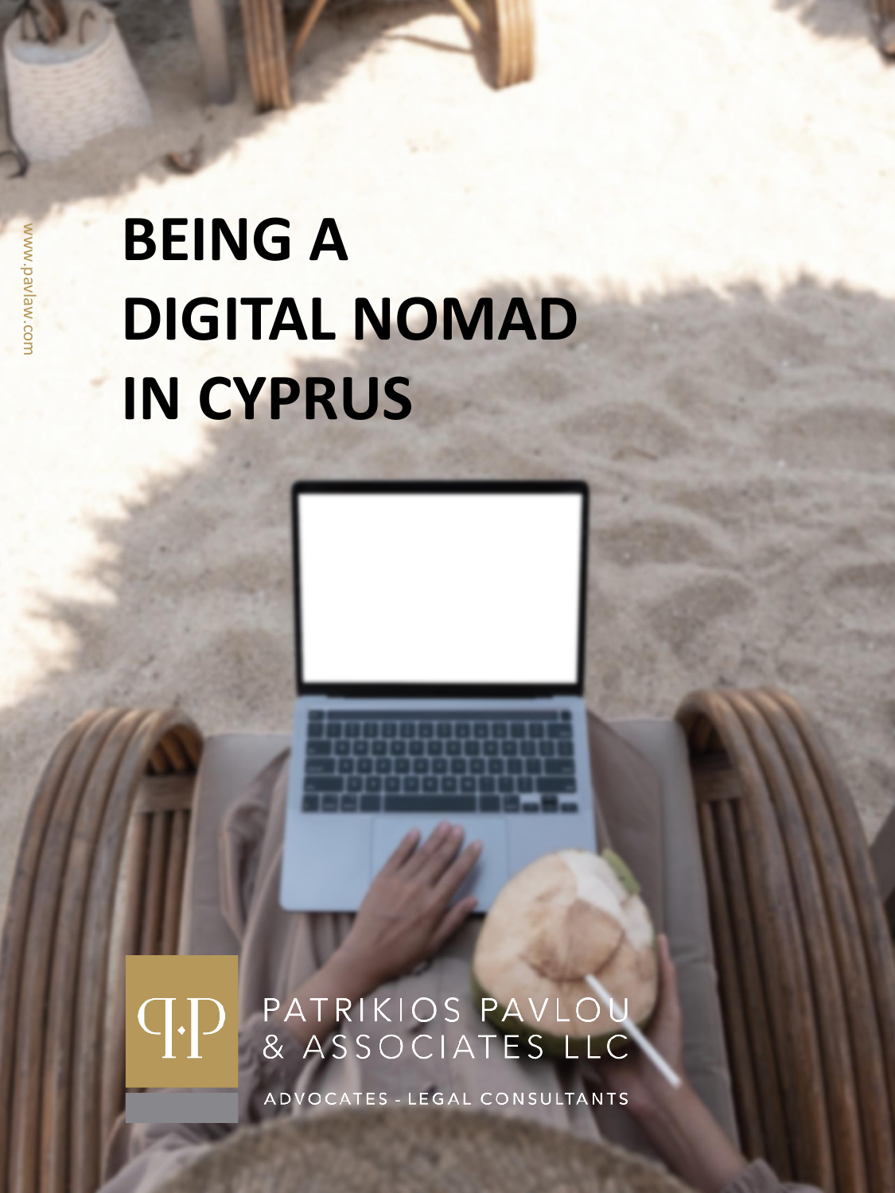# BEING A DIGITAL NOMAD IN CYPRUS

www.pavlaw.com

PATRIKIOS PAVLOU & ASSOCIATES LLC

ADVOCATES - LEGAL CONSULTANTS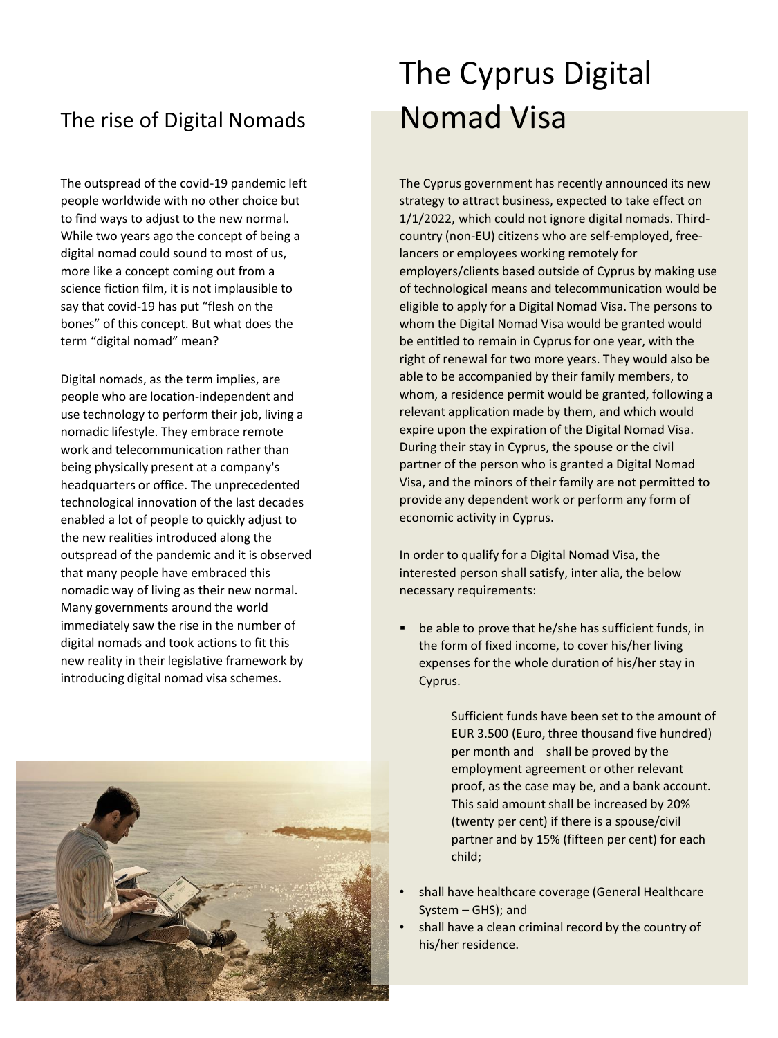## The rise of Digital Nomads

The outspread of the covid-19 pandemic left people worldwide with no other choice but to find ways to adjust to the new normal. While two years ago the concept of being a digital nomad could sound to most of us, more like a concept coming out from a science fiction film, it is not implausible to say that covid-19 has put "flesh on the bones" of this concept. But what does the term "digital nomad" mean?

Digital nomads, as the term implies, are people who are location-independent and use technology to perform their job, living a nomadic lifestyle. They embrace remote work and telecommunication rather than being physically present at a company's headquarters or office. The unprecedented technological innovation of the last decades enabled a lot of people to quickly adjust to the new realities introduced along the outspread of the pandemic and it is observed that many people have embraced this nomadic way of living as their new normal. Many governments around the world immediately saw the rise in the number of digital nomads and took actions to fit this new reality in their legislative framework by introducing digital nomad visa schemes.

# The Cyprus Digital Nomad Visa

The Cyprus government has recently announced its new strategy to attract business, expected to take effect on 1/1/2022, which could not ignore digital nomads. Third-country (non-EU) citizens who are self-employed, free-lancers or employees working remotely for employers/clients based outside of Cyprus by making use of technological means and telecommunication would be eligible to apply for a Digital Nomad Visa. The persons to whom the Digital Nomad Visa would be granted would be entitled to remain in Cyprus for one year, with the right of renewal for two more years. They would also be able to be accompanied by their family members, to whom, a residence permit would be granted, following a relevant application made by them, and which would expire upon the expiration of the Digital Nomad Visa. During their stay in Cyprus, the spouse or the civil partner of the person who is granted a Digital Nomad Visa, and the minors of their family are not permitted to provide any dependent work or perform any form of economic activity in Cyprus.

In order to qualify for a Digital Nomad Visa, the interested person shall satisfy, inter alia, the below necessary requirements:

- be able to prove that he/she has sufficient funds, in the form of fixed income, to cover his/her living expenses for the whole duration of his/her stay in Cyprus.

  Sufficient funds have been set to the amount of EUR 3.500 (Euro, three thousand five hundred) per month and shall be proved by the employment agreement or other relevant proof, as the case may be, and a bank account. This said amount shall be increased by 20% (twenty per cent) if there is a spouse/civil partner and by 15% (fifteen per cent) for each child;

- shall have healthcare coverage (General Healthcare System – GHS); and
- shall have a clean criminal record by the country of his/her residence.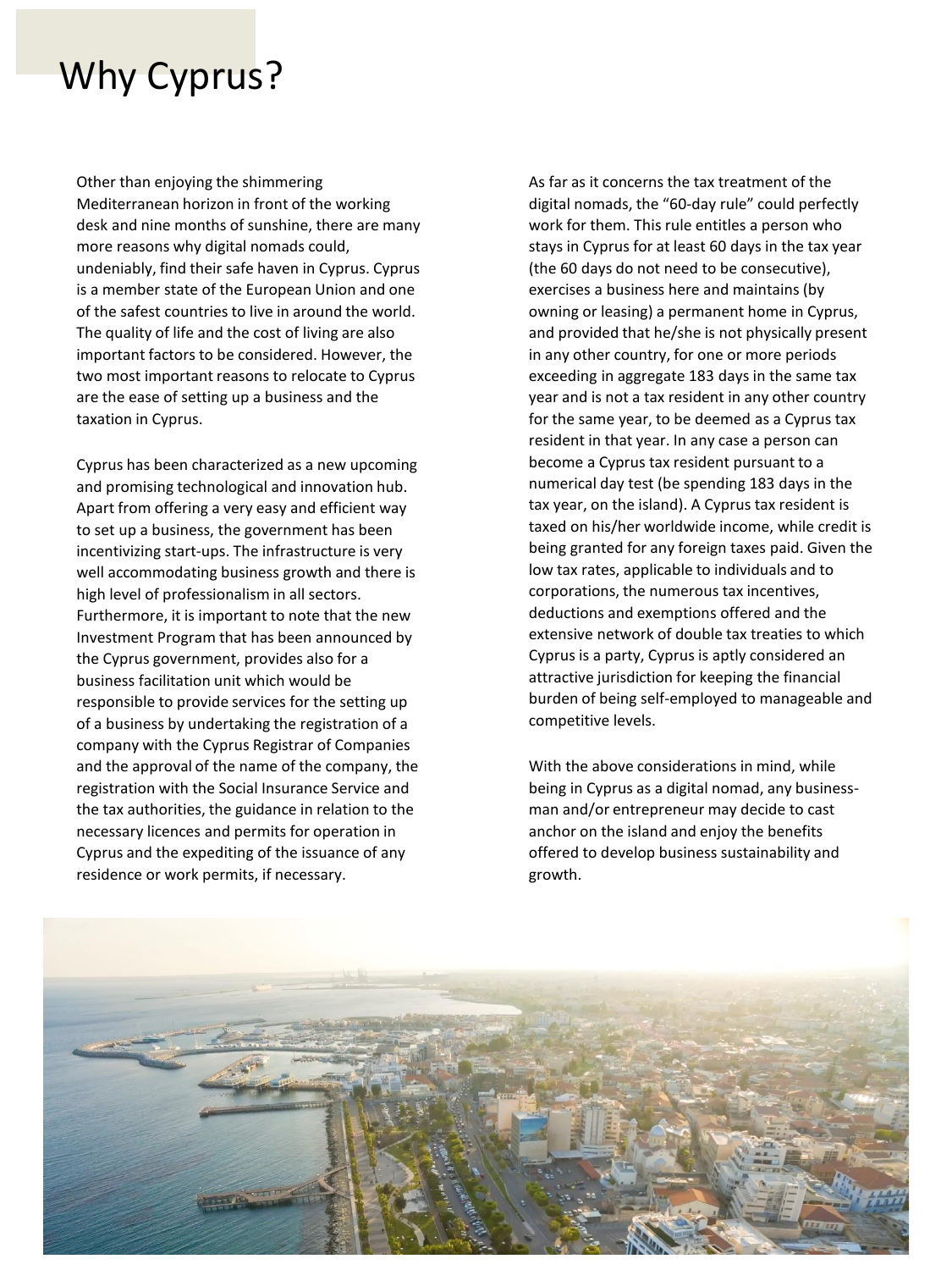# Why Cyprus?

Other than enjoying the shimmering Mediterranean horizon in front of the working desk and nine months of sunshine, there are many more reasons why digital nomads could, undeniably, find their safe haven in Cyprus. Cyprus is a member state of the European Union and one of the safest countries to live in around the world. The quality of life and the cost of living are also important factors to be considered. However, the two most important reasons to relocate to Cyprus are the ease of setting up a business and the taxation in Cyprus.

Cyprus has been characterized as a new upcoming and promising technological and innovation hub. Apart from offering a very easy and efficient way to set up a business, the government has been incentivizing start-ups. The infrastructure is very well accommodating business growth and there is high level of professionalism in all sectors. Furthermore, it is important to note that the new Investment Program that has been announced by the Cyprus government, provides also for a business facilitation unit which would be responsible to provide services for the setting up of a business by undertaking the registration of a company with the Cyprus Registrar of Companies and the approval of the name of the company, the registration with the Social Insurance Service and the tax authorities, the guidance in relation to the necessary licences and permits for operation in Cyprus and the expediting of the issuance of any residence or work permits, if necessary.

As far as it concerns the tax treatment of the digital nomads, the "60-day rule" could perfectly work for them. This rule entitles a person who stays in Cyprus for at least 60 days in the tax year (the 60 days do not need to be consecutive), exercises a business here and maintains (by owning or leasing) a permanent home in Cyprus, and provided that he/she is not physically present in any other country, for one or more periods exceeding in aggregate 183 days in the same tax year and is not a tax resident in any other country for the same year, to be deemed as a Cyprus tax resident in that year. In any case a person can become a Cyprus tax resident pursuant to a numerical day test (be spending 183 days in the tax year, on the island). A Cyprus tax resident is taxed on his/her worldwide income, while credit is being granted for any foreign taxes paid. Given the low tax rates, applicable to individuals and to corporations, the numerous tax incentives, deductions and exemptions offered and the extensive network of double tax treaties to which Cyprus is a party, Cyprus is aptly considered an attractive jurisdiction for keeping the financial burden of being self-employed to manageable and competitive levels.

With the above considerations in mind, while being in Cyprus as a digital nomad, any business-man and/or entrepreneur may decide to cast anchor on the island and enjoy the benefits offered to develop business sustainability and growth.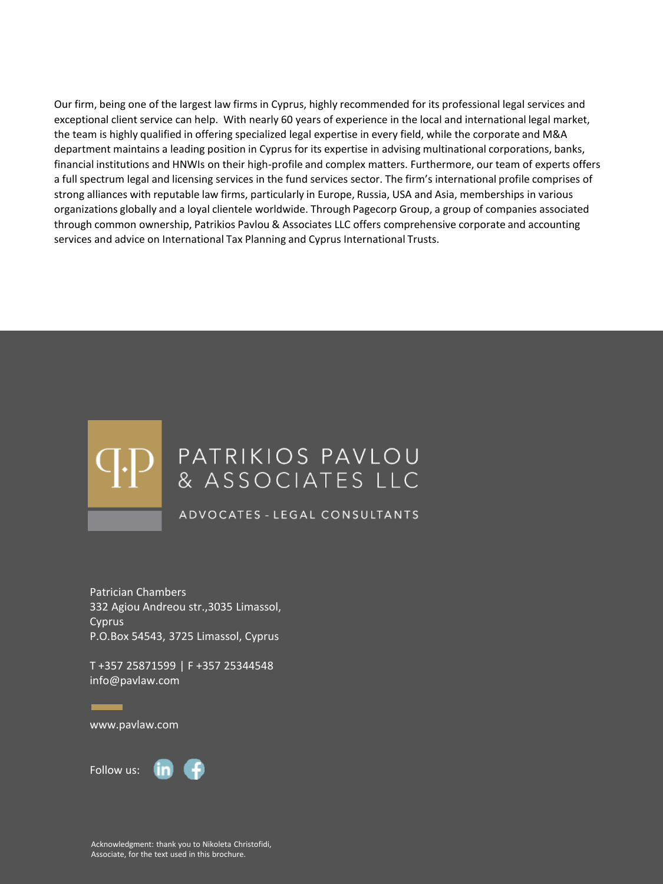Our firm, being one of the largest law firms in Cyprus, highly recommended for its professional legal services and exceptional client service can help. With nearly 60 years of experience in the local and international legal market, the team is highly qualified in offering specialized legal expertise in every field, while the corporate and M&A department maintains a leading position in Cyprus for its expertise in advising multinational corporations, banks, financial institutions and HNWIs on their high-profile and complex matters. Furthermore, our team of experts offers a full spectrum legal and licensing services in the fund services sector. The firm's international profile comprises of strong alliances with reputable law firms, particularly in Europe, Russia, USA and Asia, memberships in various organizations globally and a loyal clientele worldwide. Through Pagecorp Group, a group of companies associated through common ownership, Patrikios Pavlou & Associates LLC offers comprehensive corporate and accounting services and advice on International Tax Planning and Cyprus International Trusts.

PATRIKIOS PAVLOU
& ASSOCIATES LLC

ADVOCATES - LEGAL CONSULTANTS

Patrician Chambers
332 Agiou Andreou str.,3035 Limassol,
Cyprus
P.O.Box 54543, 3725 Limassol, Cyprus

T +357 25871599 | F +357 25344548
info@pavlaw.com

www.pavlaw.com

Follow us:

Acknowledgment: thank you to Nikoleta Christofidi,
Associate, for the text used in this brochure.